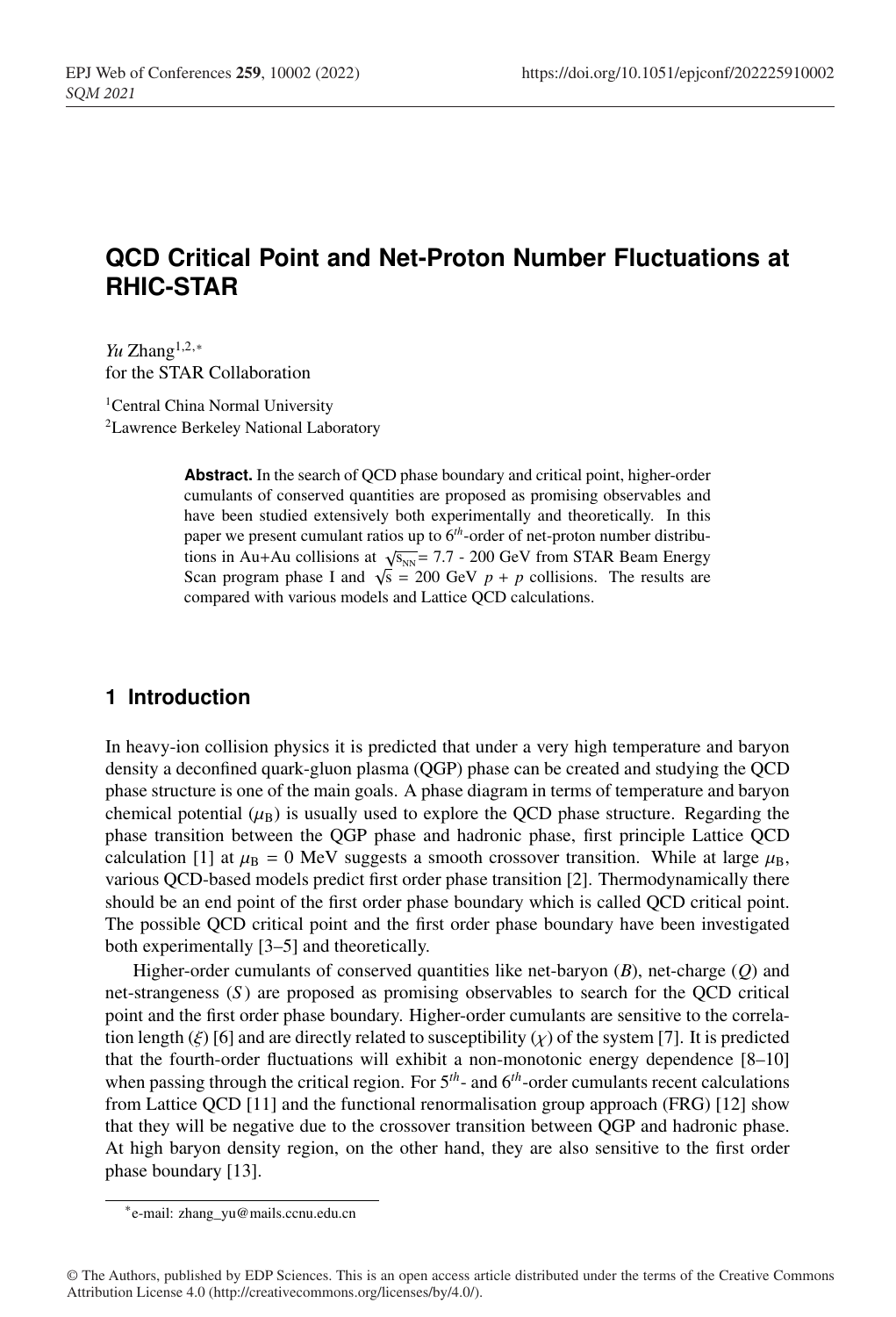# QCD Critical Point and Net-Proton Number Fluctuations at RHIC-STAR

*Yu* Zhang[1,2,*]
for the STAR Collaboration

[1]Central China Normal University
[2]Lawrence Berkeley National Laboratory

**Abstract.** In the search of QCD phase boundary and critical point, higher-order cumulants of conserved quantities are proposed as promising observables and have been studied extensively both experimentally and theoretically. In this paper we present cumulant ratios up to $6^{th}$-order of net-proton number distributions in Au+Au collisions at $\sqrt{s_{NN}}$ = 7.7 - 200 GeV from STAR Beam Energy Scan program phase I and $\sqrt{s}$ = 200 GeV $p + p$ collisions. The results are compared with various models and Lattice QCD calculations.

## 1 Introduction

In heavy-ion collision physics it is predicted that under a very high temperature and baryon density a deconfined quark-gluon plasma (QGP) phase can be created and studying the QCD phase structure is one of the main goals. A phase diagram in terms of temperature and baryon chemical potential ($\mu_B$) is usually used to explore the QCD phase structure. Regarding the phase transition between the QGP phase and hadronic phase, first principle Lattice QCD calculation [1] at $\mu_B$ = 0 MeV suggests a smooth crossover transition. While at large $\mu_B$, various QCD-based models predict first order phase transition [2]. Thermodynamically there should be an end point of the first order phase boundary which is called QCD critical point. The possible QCD critical point and the first order phase boundary have been investigated both experimentally [3–5] and theoretically.

Higher-order cumulants of conserved quantities like net-baryon ($B$), net-charge ($Q$) and net-strangeness ($S$) are proposed as promising observables to search for the QCD critical point and the first order phase boundary. Higher-order cumulants are sensitive to the correlation length ($\xi$) [6] and are directly related to susceptibility ($\chi$) of the system [7]. It is predicted that the fourth-order fluctuations will exhibit a non-monotonic energy dependence [8–10] when passing through the critical region. For $5^{th}$- and $6^{th}$-order cumulants recent calculations from Lattice QCD [11] and the functional renormalisation group approach (FRG) [12] show that they will be negative due to the crossover transition between QGP and hadronic phase. At high baryon density region, on the other hand, they are also sensitive to the first order phase boundary [13].

*e-mail: zhang_yu@mails.ccnu.edu.cn

© The Authors, published by EDP Sciences. This is an open access article distributed under the terms of the Creative Commons Attribution License 4.0 (http://creativecommons.org/licenses/by/4.0/).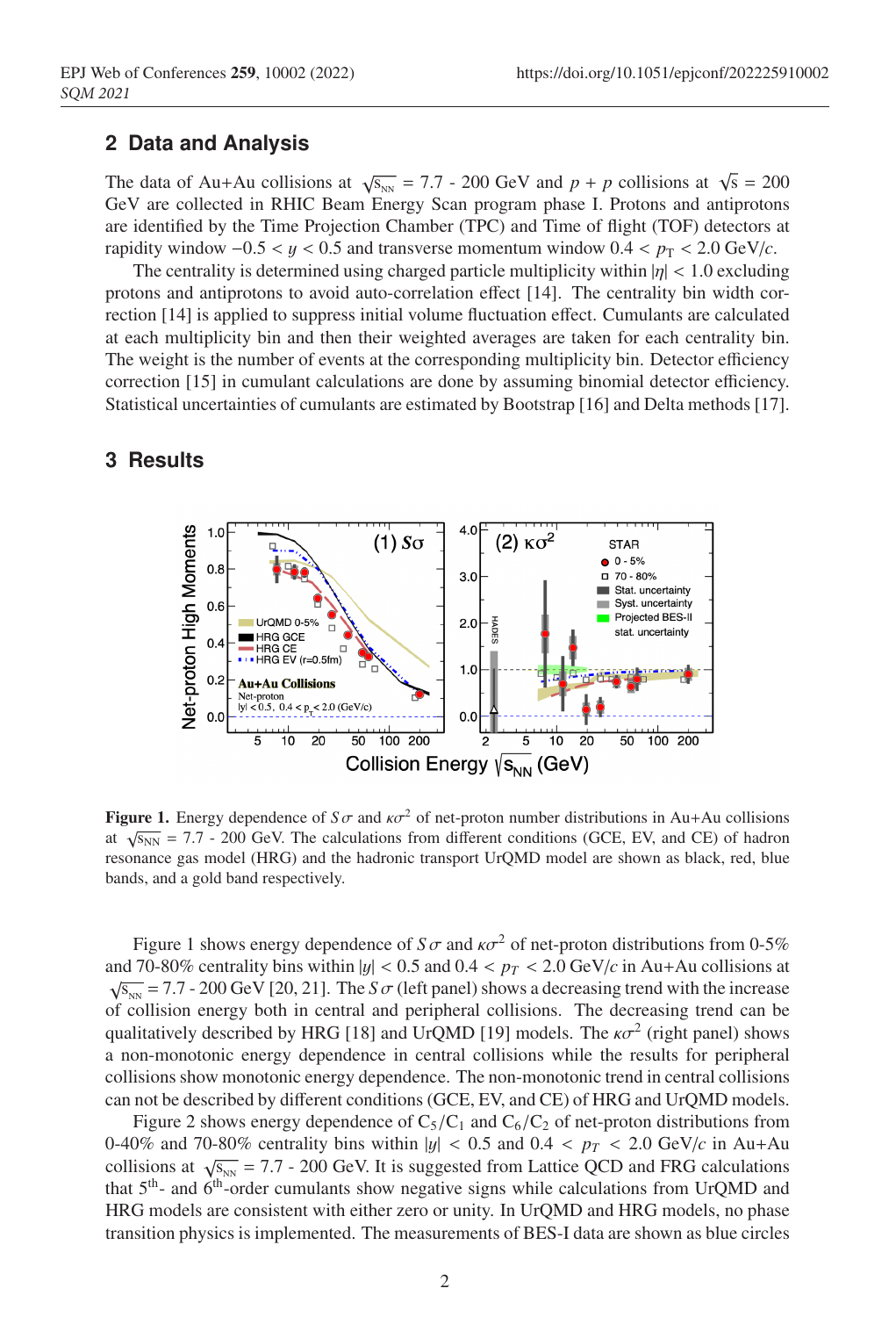## 2 Data and Analysis

The data of Au+Au collisions at $\sqrt{s_{NN}}$ = 7.7 - 200 GeV and $p + p$ collisions at $\sqrt{s}$ = 200 GeV are collected in RHIC Beam Energy Scan program phase I. Protons and antiprotons are identified by the Time Projection Chamber (TPC) and Time of flight (TOF) detectors at rapidity window $-0.5 < y < 0.5$ and transverse momentum window $0.4 < p_T < 2.0$ GeV/$c$.

The centrality is determined using charged particle multiplicity within $|\eta| < 1.0$ excluding protons and antiprotons to avoid auto-correlation effect [14]. The centrality bin width correction [14] is applied to suppress initial volume fluctuation effect. Cumulants are calculated at each multiplicity bin and then their weighted averages are taken for each centrality bin. The weight is the number of events at the corresponding multiplicity bin. Detector efficiency correction [15] in cumulant calculations are done by assuming binomial detector efficiency. Statistical uncertainties of cumulants are estimated by Bootstrap [16] and Delta methods [17].

## 3 Results

**Figure 1.** Energy dependence of $S\sigma$ and $\kappa\sigma^2$ of net-proton number distributions in Au+Au collisions at $\sqrt{s_{NN}}$ = 7.7 - 200 GeV. The calculations from different conditions (GCE, EV, and CE) of hadron resonance gas model (HRG) and the hadronic transport UrQMD model are shown as black, red, blue bands, and a gold band respectively.

Figure 1 shows energy dependence of $S\sigma$ and $\kappa\sigma^2$ of net-proton distributions from 0-5% and 70-80% centrality bins within $|y| < 0.5$ and $0.4 < p_T < 2.0$ GeV/$c$ in Au+Au collisions at $\sqrt{s_{NN}}$ = 7.7 - 200 GeV [20, 21]. The $S\sigma$ (left panel) shows a decreasing trend with the increase of collision energy both in central and peripheral collisions. The decreasing trend can be qualitatively described by HRG [18] and UrQMD [19] models. The $\kappa\sigma^2$ (right panel) shows a non-monotonic energy dependence in central collisions while the results for peripheral collisions show monotonic energy dependence. The non-monotonic trend in central collisions can not be described by different conditions (GCE, EV, and CE) of HRG and UrQMD models.

Figure 2 shows energy dependence of $C_5/C_1$ and $C_6/C_2$ of net-proton distributions from 0-40% and 70-80% centrality bins within $|y| < 0.5$ and $0.4 < p_T < 2.0$ GeV/$c$ in Au+Au collisions at $\sqrt{s_{NN}}$ = 7.7 - 200 GeV. It is suggested from Lattice QCD and FRG calculations that 5$^{th}$- and 6$^{th}$-order cumulants show negative signs while calculations from UrQMD and HRG models are consistent with either zero or unity. In UrQMD and HRG models, no phase transition physics is implemented. The measurements of BES-I data are shown as blue circles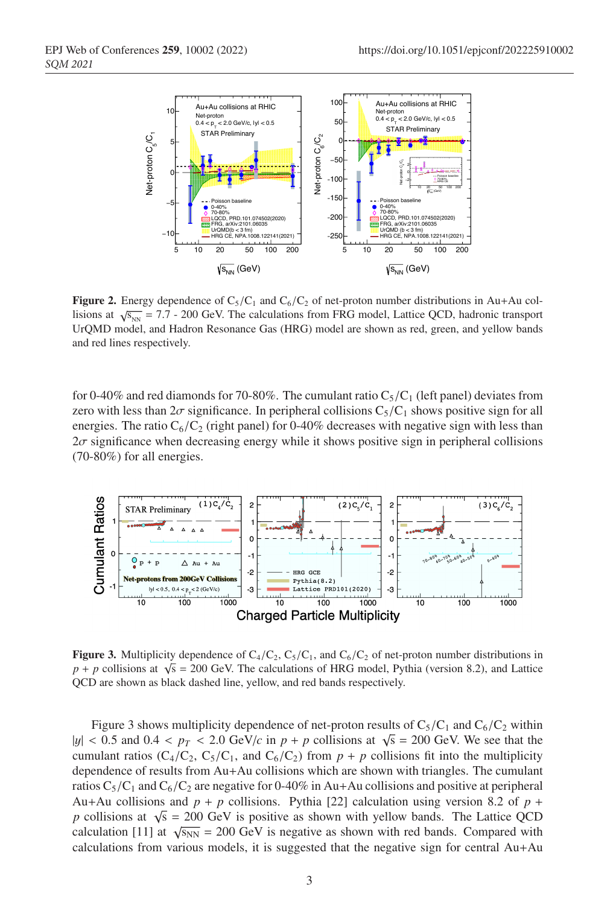**Figure 2.** Energy dependence of $C_5/C_1$ and $C_6/C_2$ of net-proton number distributions in Au+Au collisions at $\sqrt{s_{NN}}$ = 7.7 - 200 GeV. The calculations from FRG model, Lattice QCD, hadronic transport UrQMD model, and Hadron Resonance Gas (HRG) model are shown as red, green, and yellow bands and red lines respectively.

for 0-40% and red diamonds for 70-80%. The cumulant ratio $C_5/C_1$ (left panel) deviates from zero with less than $2\sigma$ significance. In peripheral collisions $C_5/C_1$ shows positive sign for all energies. The ratio $C_6/C_2$ (right panel) for 0-40% decreases with negative sign with less than $2\sigma$ significance when decreasing energy while it shows positive sign in peripheral collisions (70-80%) for all energies.

**Figure 3.** Multiplicity dependence of $C_4/C_2$, $C_5/C_1$, and $C_6/C_2$ of net-proton number distributions in $p + p$ collisions at $\sqrt{s}$ = 200 GeV. The calculations of HRG model, Pythia (version 8.2), and Lattice QCD are shown as black dashed line, yellow, and red bands respectively.

Figure 3 shows multiplicity dependence of net-proton results of $C_5/C_1$ and $C_6/C_2$ within $|y| < 0.5$ and $0.4 < p_T < 2.0$ GeV/$c$ in $p + p$ collisions at $\sqrt{s}$ = 200 GeV. We see that the cumulant ratios ($C_4/C_2$, $C_5/C_1$, and $C_6/C_2$) from $p + p$ collisions fit into the multiplicity dependence of results from Au+Au collisions which are shown with triangles. The cumulant ratios $C_5/C_1$ and $C_6/C_2$ are negative for 0-40% in Au+Au collisions and positive at peripheral Au+Au collisions and $p + p$ collisions. Pythia [22] calculation using version 8.2 of $p + p$ collisions at $\sqrt{s}$ = 200 GeV is positive as shown with yellow bands. The Lattice QCD calculation [11] at $\sqrt{s_{NN}}$ = 200 GeV is negative as shown with red bands. Compared with calculations from various models, it is suggested that the negative sign for central Au+Au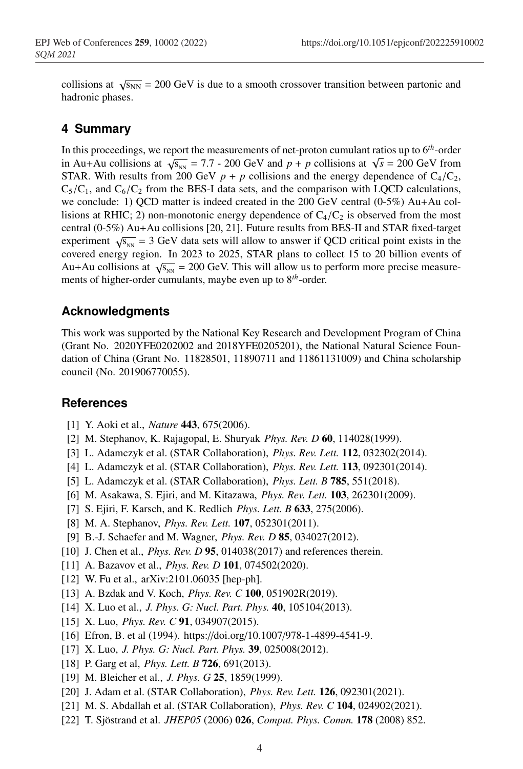collisions at $\sqrt{s_{NN}} = 200$ GeV is due to a smooth crossover transition between partonic and hadronic phases.

## 4 Summary

In this proceedings, we report the measurements of net-proton cumulant ratios up to $6^{th}$-order in Au+Au collisions at $\sqrt{s_{NN}} = 7.7$ - 200 GeV and $p + p$ collisions at $\sqrt{s} = 200$ GeV from STAR. With results from 200 GeV $p + p$ collisions and the energy dependence of $C_4/C_2$, $C_5/C_1$, and $C_6/C_2$ from the BES-I data sets, and the comparison with LQCD calculations, we conclude: 1) QCD matter is indeed created in the 200 GeV central (0-5%) Au+Au collisions at RHIC; 2) non-monotonic energy dependence of $C_4/C_2$ is observed from the most central (0-5%) Au+Au collisions [20, 21]. Future results from BES-II and STAR fixed-target experiment $\sqrt{s_{NN}} = 3$ GeV data sets will allow to answer if QCD critical point exists in the covered energy region. In 2023 to 2025, STAR plans to collect 15 to 20 billion events of Au+Au collisions at $\sqrt{s_{NN}} = 200$ GeV. This will allow us to perform more precise measurements of higher-order cumulants, maybe even up to $8^{th}$-order.

## Acknowledgments

This work was supported by the National Key Research and Development Program of China (Grant No. 2020YFE0202002 and 2018YFE0205201), the National Natural Science Foundation of China (Grant No. 11828501, 11890711 and 11861131009) and China scholarship council (No. 201906770055).

## References

[1] Y. Aoki et al., *Nature* **443**, 675(2006).

[2] M. Stephanov, K. Rajagopal, E. Shuryak *Phys. Rev. D* **60**, 114028(1999).

[3] L. Adamczyk et al. (STAR Collaboration), *Phys. Rev. Lett.* **112**, 032302(2014).

[4] L. Adamczyk et al. (STAR Collaboration), *Phys. Rev. Lett.* **113**, 092301(2014).

[5] L. Adamczyk et al. (STAR Collaboration), *Phys. Lett. B* **785**, 551(2018).

[6] M. Asakawa, S. Ejiri, and M. Kitazawa, *Phys. Rev. Lett.* **103**, 262301(2009).

[7] S. Ejiri, F. Karsch, and K. Redlich *Phys. Lett. B* **633**, 275(2006).

[8] M. A. Stephanov, *Phys. Rev. Lett.* **107**, 052301(2011).

[9] B.-J. Schaefer and M. Wagner, *Phys. Rev. D* **85**, 034027(2012).

[10] J. Chen et al., *Phys. Rev. D* **95**, 014038(2017) and references therein.

[11] A. Bazavov et al., *Phys. Rev. D* **101**, 074502(2020).

[12] W. Fu et al., arXiv:2101.06035 [hep-ph].

[13] A. Bzdak and V. Koch, *Phys. Rev. C* **100**, 051902R(2019).

[14] X. Luo et al., *J. Phys. G: Nucl. Part. Phys.* **40**, 105104(2013).

[15] X. Luo, *Phys. Rev. C* **91**, 034907(2015).

[16] Efron, B. et al (1994). https://doi.org/10.1007/978-1-4899-4541-9.

[17] X. Luo, *J. Phys. G: Nucl. Part. Phys.* **39**, 025008(2012).

[18] P. Garg et al, *Phys. Lett. B* **726**, 691(2013).

[19] M. Bleicher et al., *J. Phys. G* **25**, 1859(1999).

[20] J. Adam et al. (STAR Collaboration), *Phys. Rev. Lett.* **126**, 092301(2021).

[21] M. S. Abdallah et al. (STAR Collaboration), *Phys. Rev. C* **104**, 024902(2021).

[22] T. Sjöstrand et al. *JHEP05* (2006) **026**, *Comput. Phys. Comm.* **178** (2008) 852.